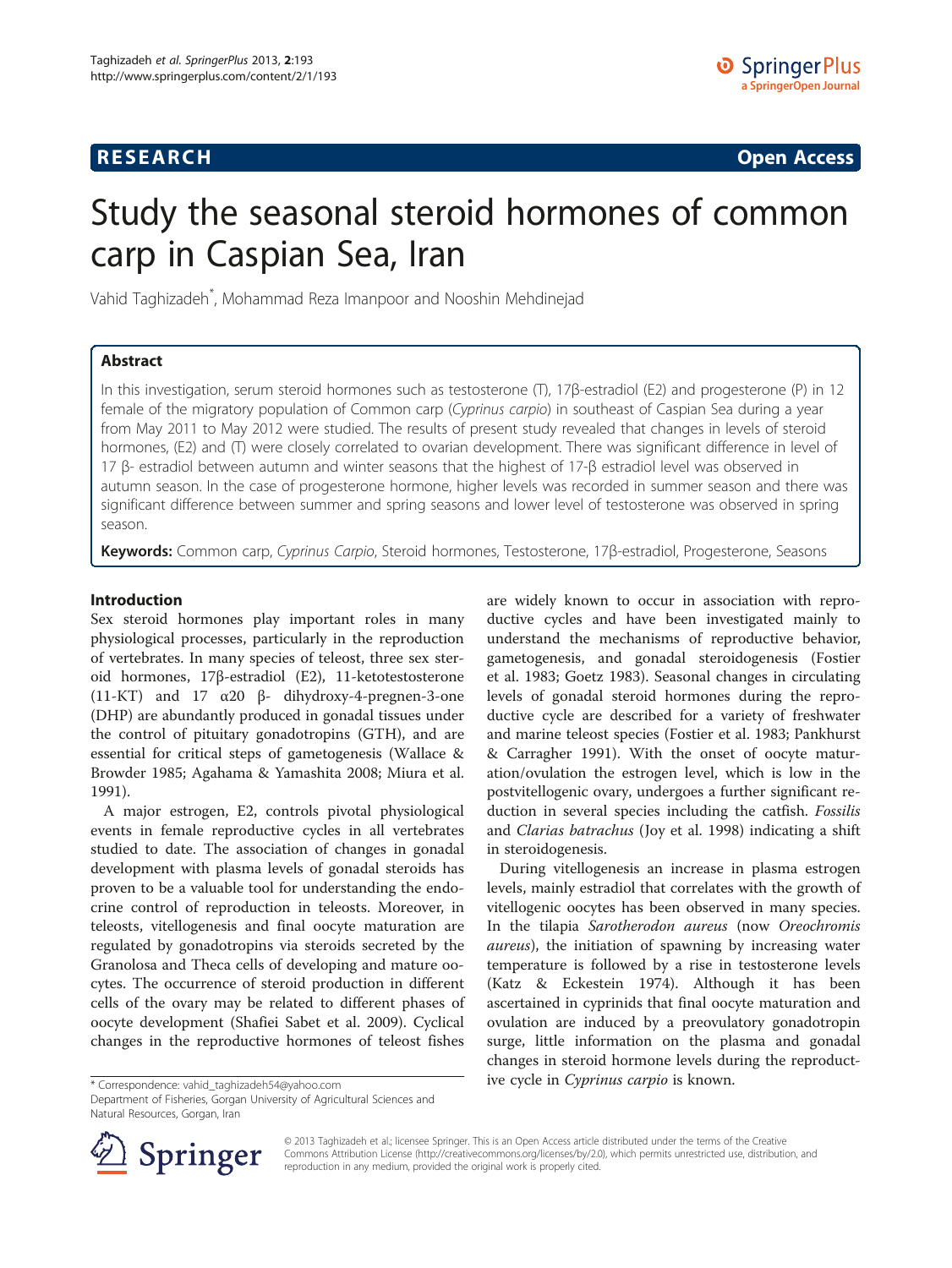**RESEARCH** **Open Access**

# Study the seasonal steroid hormones of common carp in Caspian Sea, Iran

Vahid Taghizadeh*, Mohammad Reza Imanpoor and Nooshin Mehdinejad

## Abstract

In this investigation, serum steroid hormones such as testosterone (T), 17β-estradiol (E2) and progesterone (P) in 12 female of the migratory population of Common carp (*Cyprinus carpio*) in southeast of Caspian Sea during a year from May 2011 to May 2012 were studied. The results of present study revealed that changes in levels of steroid hormones, (E2) and (T) were closely correlated to ovarian development. There was significant difference in level of 17 β- estradiol between autumn and winter seasons that the highest of 17-β estradiol level was observed in autumn season. In the case of progesterone hormone, higher levels was recorded in summer season and there was significant difference between summer and spring seasons and lower level of testosterone was observed in spring season.

**Keywords:** Common carp, *Cyprinus Carpio*, Steroid hormones, Testosterone, 17β-estradiol, Progesterone, Seasons

## Introduction

Sex steroid hormones play important roles in many physiological processes, particularly in the reproduction of vertebrates. In many species of teleost, three sex steroid hormones, 17β-estradiol (E2), 11-ketotestosterone (11-KT) and 17 α20 β- dihydroxy-4-pregnen-3-one (DHP) are abundantly produced in gonadal tissues under the control of pituitary gonadotropins (GTH), and are essential for critical steps of gametogenesis (Wallace & Browder 1985; Agahama & Yamashita 2008; Miura et al. 1991).

A major estrogen, E2, controls pivotal physiological events in female reproductive cycles in all vertebrates studied to date. The association of changes in gonadal development with plasma levels of gonadal steroids has proven to be a valuable tool for understanding the endocrine control of reproduction in teleosts. Moreover, in teleosts, vitellogenesis and final oocyte maturation are regulated by gonadotropins via steroids secreted by the Granolosa and Theca cells of developing and mature oocytes. The occurrence of steroid production in different cells of the ovary may be related to different phases of oocyte development (Shafiei Sabet et al. 2009). Cyclical changes in the reproductive hormones of teleost fishes are widely known to occur in association with reproductive cycles and have been investigated mainly to understand the mechanisms of reproductive behavior, gametogenesis, and gonadal steroidogenesis (Fostier et al. 1983; Goetz 1983). Seasonal changes in circulating levels of gonadal steroid hormones during the reproductive cycle are described for a variety of freshwater and marine teleost species (Fostier et al. 1983; Pankhurst & Carragher 1991). With the onset of oocyte maturation/ovulation the estrogen level, which is low in the postvitellogenic ovary, undergoes a further significant reduction in several species including the catfish. *Fossilis* and *Clarias batrachus* (Joy et al. 1998) indicating a shift in steroidogenesis.

During vitellogenesis an increase in plasma estrogen levels, mainly estradiol that correlates with the growth of vitellogenic oocytes has been observed in many species. In the tilapia *Sarotherodon aureus* (now *Oreochromis aureus*), the initiation of spawning by increasing water temperature is followed by a rise in testosterone levels (Katz & Eckestein 1974). Although it has been ascertained in cyprinids that final oocyte maturation and ovulation are induced by a preovulatory gonadotropin surge, little information on the plasma and gonadal changes in steroid hormone levels during the reproductive cycle in *Cyprinus carpio* is known.

\* Correspondence: vahid_taghizadeh54@yahoo.com
Department of Fisheries, Gorgan University of Agricultural Sciences and Natural Resources, Gorgan, Iran

© 2013 Taghizadeh et al.; licensee Springer. This is an Open Access article distributed under the terms of the Creative Commons Attribution License (http://creativecommons.org/licenses/by/2.0), which permits unrestricted use, distribution, and reproduction in any medium, provided the original work is properly cited.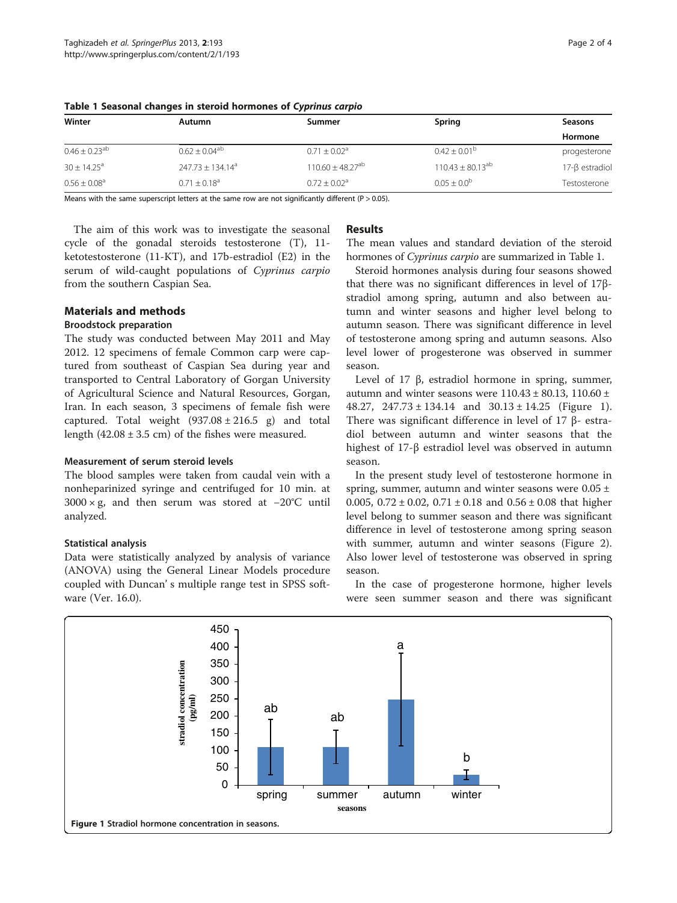**Table 1 Seasonal changes in steroid hormones of *Cyprinus carpio***

| Winter | Autumn | Summer | Spring | Seasons Hormone |
|---|---|---|---|---|
| $0.46 \pm 0.23^{ab}$ | $0.62 \pm 0.04^{ab}$ | $0.71 \pm 0.02^{a}$ | $0.42 \pm 0.01^{b}$ | progesterone |
| $30 \pm 14.25^{a}$ | $247.73 \pm 134.14^{a}$ | $110.60 \pm 48.27^{ab}$ | $110.43 \pm 80.13^{ab}$ | 17-β estradiol |
| $0.56 \pm 0.08^{a}$ | $0.71 \pm 0.18^{a}$ | $0.72 \pm 0.02^{a}$ | $0.05 \pm 0.0^{b}$ | Testosterone |

Means with the same superscript letters at the same row are not significantly different ($P > 0.05$).

The aim of this work was to investigate the seasonal cycle of the gonadal steroids testosterone (T), 11-ketotestosterone (11-KT), and 17b-estradiol (E2) in the serum of wild-caught populations of *Cyprinus carpio* from the southern Caspian Sea.

## Materials and methods

### Broodstock preparation

The study was conducted between May 2011 and May 2012. 12 specimens of female Common carp were captured from southeast of Caspian Sea during year and transported to Central Laboratory of Gorgan University of Agricultural Science and Natural Resources, Gorgan, Iran. In each season, 3 specimens of female fish were captured. Total weight ($937.08 \pm 216.5$ g) and total length ($42.08 \pm 3.5$ cm) of the fishes were measured.

### Measurement of serum steroid levels

The blood samples were taken from caudal vein with a nonheparinized syringe and centrifuged for 10 min. at $3000 \times g$, and then serum was stored at −20°C until analyzed.

### Statistical analysis

Data were statistically analyzed by analysis of variance (ANOVA) using the General Linear Models procedure coupled with Duncan' s multiple range test in SPSS software (Ver. 16.0).

## Results

The mean values and standard deviation of the steroid hormones of *Cyprinus carpio* are summarized in Table 1.

Steroid hormones analysis during four seasons showed that there was no significant differences in level of 17β-stradiol among spring, autumn and also between autumn and winter seasons and higher level belong to autumn season. There was significant difference in level of testosterone among spring and autumn seasons. Also level lower of progesterone was observed in summer season.

Level of 17 β, estradiol hormone in spring, summer, autumn and winter seasons were $110.43 \pm 80.13$, $110.60 \pm 48.27$, $247.73 \pm 134.14$ and $30.13 \pm 14.25$ (Figure 1). There was significant difference in level of 17 β- estradiol between autumn and winter seasons that the highest of 17-β estradiol level was observed in autumn season.

In the present study level of testosterone hormone in spring, summer, autumn and winter seasons were $0.05 \pm 0.005$, $0.72 \pm 0.02$, $0.71 \pm 0.18$ and $0.56 \pm 0.08$ that higher level belong to summer season and there was significant difference in level of testosterone among spring season with summer, autumn and winter seasons (Figure 2). Also lower level of testosterone was observed in spring season.

In the case of progesterone hormone, higher levels were seen summer season and there was significant

**Figure 1** Stradiol hormone concentration in seasons.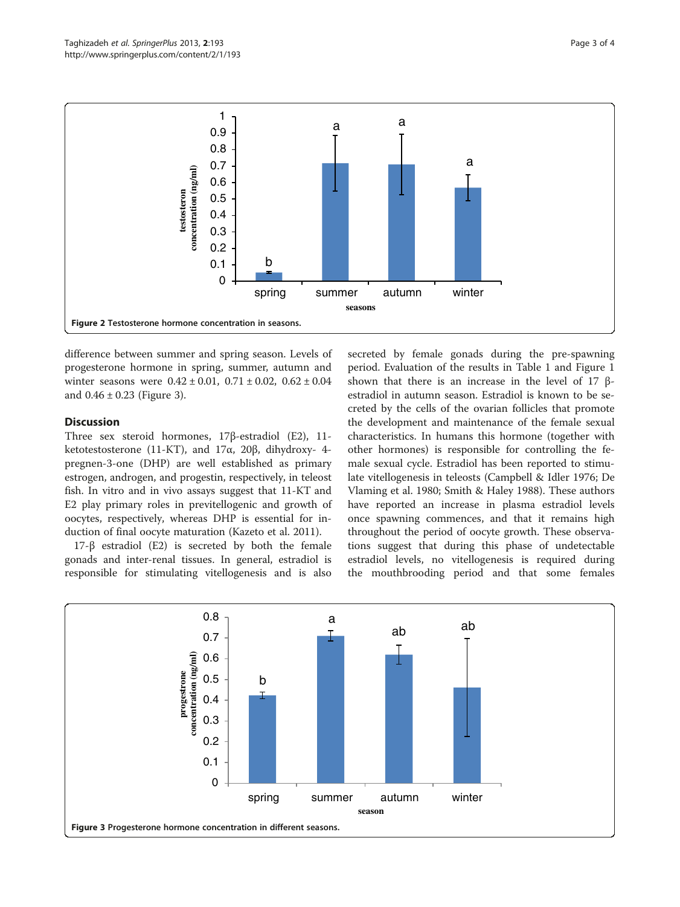Figure 2 Testosterone hormone concentration in seasons.

difference between summer and spring season. Levels of progesterone hormone in spring, summer, autumn and winter seasons were 0.42 ± 0.01, 0.71 ± 0.02, 0.62 ± 0.04 and 0.46 ± 0.23 (Figure 3).

## Discussion

Three sex steroid hormones, 17β-estradiol (E2), 11-ketotestosterone (11-KT), and 17α, 20β, dihydroxy- 4-pregnen-3-one (DHP) are well established as primary estrogen, androgen, and progestin, respectively, in teleost fish. In vitro and in vivo assays suggest that 11-KT and E2 play primary roles in previtellogenic and growth of oocytes, respectively, whereas DHP is essential for induction of final oocyte maturation (Kazeto et al. 2011).

17-β estradiol (E2) is secreted by both the female gonads and inter-renal tissues. In general, estradiol is responsible for stimulating vitellogenesis and is also secreted by female gonads during the pre-spawning period. Evaluation of the results in Table 1 and Figure 1 shown that there is an increase in the level of 17 β-estradiol in autumn season. Estradiol is known to be secreted by the cells of the ovarian follicles that promote the development and maintenance of the female sexual characteristics. In humans this hormone (together with other hormones) is responsible for controlling the female sexual cycle. Estradiol has been reported to stimulate vitellogenesis in teleosts (Campbell & Idler 1976; De Vlaming et al. 1980; Smith & Haley 1988). These authors have reported an increase in plasma estradiol levels once spawning commences, and that it remains high throughout the period of oocyte growth. These observations suggest that during this phase of undetectable estradiol levels, no vitellogenesis is required during the mouthbrooding period and that some females

Figure 3 Progesterone hormone concentration in different seasons.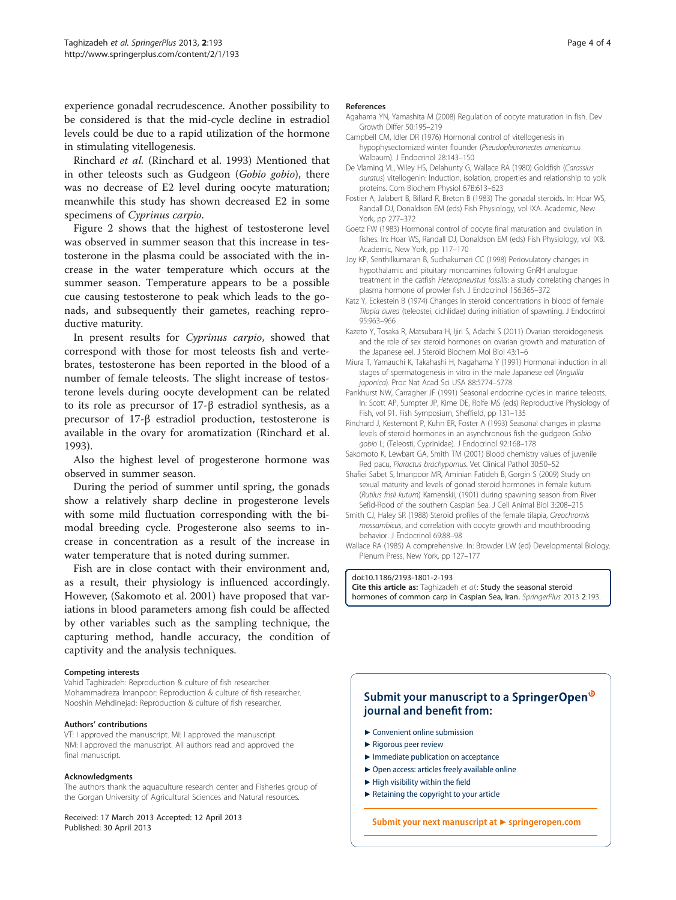experience gonadal recrudescence. Another possibility to be considered is that the mid-cycle decline in estradiol levels could be due to a rapid utilization of the hormone in stimulating vitellogenesis.

Rinchard *et al.* (Rinchard et al. 1993) Mentioned that in other teleosts such as Gudgeon (*Gobio gobio*), there was no decrease of E2 level during oocyte maturation; meanwhile this study has shown decreased E2 in some specimens of *Cyprinus carpio*.

Figure 2 shows that the highest of testosterone level was observed in summer season that this increase in testosterone in the plasma could be associated with the increase in the water temperature which occurs at the summer season. Temperature appears to be a possible cue causing testosterone to peak which leads to the gonads, and subsequently their gametes, reaching reproductive maturity.

In present results for *Cyprinus carpio*, showed that correspond with those for most teleosts fish and vertebrates, testosterone has been reported in the blood of a number of female teleosts. The slight increase of testosterone levels during oocyte development can be related to its role as precursor of 17-β estradiol synthesis, as a precursor of 17-β estradiol production, testosterone is available in the ovary for aromatization (Rinchard et al. 1993).

Also the highest level of progesterone hormone was observed in summer season.

During the period of summer until spring, the gonads show a relatively sharp decline in progesterone levels with some mild fluctuation corresponding with the bimodal breeding cycle. Progesterone also seems to increase in concentration as a result of the increase in water temperature that is noted during summer.

Fish are in close contact with their environment and, as a result, their physiology is influenced accordingly. However, (Sakomoto et al. 2001) have proposed that variations in blood parameters among fish could be affected by other variables such as the sampling technique, the capturing method, handle accuracy, the condition of captivity and the analysis techniques.

#### Competing interests

Vahid Taghizadeh: Reproduction & culture of fish researcher.
Mohammadreza Imanpoor: Reproduction & culture of fish researcher.
Nooshin Mehdinejad: Reproduction & culture of fish researcher.

#### Authors' contributions

VT: I approved the manuscript. MI: I approved the manuscript. NM: I approved the manuscript. All authors read and approved the final manuscript.

#### Acknowledgments

The authors thank the aquaculture research center and Fisheries group of the Gorgan University of Agricultural Sciences and Natural resources.

Received: 17 March 2013 Accepted: 12 April 2013
Published: 30 April 2013

#### References

Agahama YN, Yamashita M (2008) Regulation of oocyte maturation in fish. Dev Growth Differ 50:195–219

Campbell CM, Idler DR (1976) Hormonal control of vitellogenesis in hypophysectomized winter flounder (*Pseudopleuronectes americanus* Walbaum). J Endocrinol 28:143–150

De Vlaming VL, Wiley HS, Delahunty G, Wallace RA (1980) Goldfish (*Carassius auratus*) vitellogenin: Induction, isolation, properties and relationship to yolk proteins. Com Biochem Physiol 67B:613–623

Fostier A, Jalabert B, Billard R, Breton B (1983) The gonadal steroids. In: Hoar WS, Randall DJ, Donaldson EM (eds) Fish Physiology, vol IXA. Academic, New York, pp 277–372

Goetz FW (1983) Hormonal control of oocyte final maturation and ovulation in fishes. In: Hoar WS, Randall DJ, Donaldson EM (eds) Fish Physiology, vol IXB. Academic, New York, pp 117–170

Joy KP, Senthilkumaran B, Sudhakumari CC (1998) Periovulatory changes in hypothalamic and pituitary monoamines following GnRH analogue treatment in the catfish *Heteropneustus fossilis*: a study correlating changes in plasma hormone of prowler fish. J Endocrinol 156:365–372

Katz Y, Eckestein B (1974) Changes in steroid concentrations in blood of female *Tilapia aurea* (teleostei, cichlidae) during initiation of spawning. J Endocrinol 95:963–966

Kazeto Y, Tosaka R, Matsubara H, Ijiri S, Adachi S (2011) Ovarian steroidogenesis and the role of sex steroid hormones on ovarian growth and maturation of the Japanese eel. J Steroid Biochem Mol Biol 43:1–6

Miura T, Yamauchi K, Takahashi H, Nagahama Y (1991) Hormonal induction in all stages of spermatogenesis in vitro in the male Japanese eel (*Anguilla japonica*). Proc Nat Acad Sci USA 88:5774–5778

Pankhurst NW, Carragher JF (1991) Seasonal endocrine cycles in marine teleosts. In: Scott AP, Sumpter JP, Kime DE, Rolfe MS (eds) Reproductive Physiology of Fish, vol 91. Fish Symposium, Sheffield, pp 131–135

Rinchard J, Kestemont P, Kuhn ER, Foster A (1993) Seasonal changes in plasma levels of steroid hormones in an asynchronous fish the gudgeon *Gobio gobio* L; (Teleosti, Cyprinidae). J Endocrinol 92:168–178

Sakomoto K, Lewbart GA, Smith TM (2001) Blood chemistry values of juvenile Red pacu, *Piaractus brachypomus*. Vet Clinical Pathol 30:50–52

Shafiei Sabet S, Imanpoor MR, Aminian Fatideh B, Gorgin S (2009) Study on sexual maturity and levels of gonad steroid hormones in female kutum (*Rutilus frisii kutum*) Kamenskii, (1901) during spawning season from River Sefid-Rood of the southern Caspian Sea. J Cell Animal Biol 3:208–215

Smith CJ, Haley SR (1988) Steroid profiles of the female tilapia, *Oreochromis mossambicus*, and correlation with oocyte growth and mouthbrooding behavior. J Endocrinol 69:88–98

Wallace RA (1985) A comprehensive. In: Browder LW (ed) Developmental Biology. Plenum Press, New York, pp 127–177

doi:10.1186/2193-1801-2-193
**Cite this article as:** Taghizadeh *et al.*: Study the seasonal steroid hormones of common carp in Caspian Sea, Iran. *SpringerPlus* 2013 **2**:193.